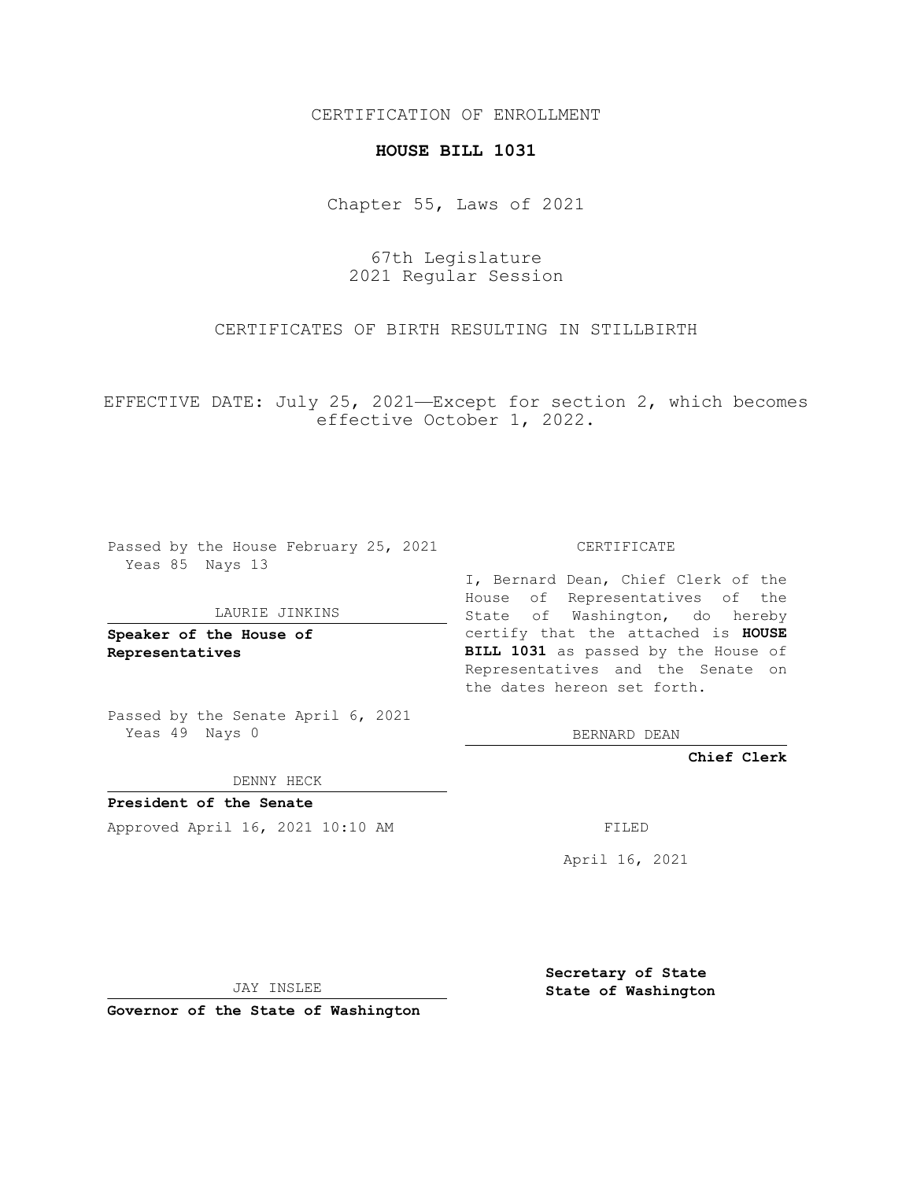CERTIFICATION OF ENROLLMENT

**HOUSE BILL 1031**

Chapter 55, Laws of 2021

67th Legislature
2021 Regular Session

CERTIFICATES OF BIRTH RESULTING IN STILLBIRTH

EFFECTIVE DATE: July 25, 2021—Except for section 2, which becomes effective October 1, 2022.

Passed by the House February 25, 2021
Yeas 85 Nays 13

LAURIE JINKINS

**Speaker of the House of Representatives**

Passed by the Senate April 6, 2021
Yeas 49 Nays 0

DENNY HECK

**President of the Senate**

Approved April 16, 2021 10:10 AM

JAY INSLEE

**Governor of the State of Washington**

CERTIFICATE

I, Bernard Dean, Chief Clerk of the House of Representatives of the State of Washington, do hereby certify that the attached is **HOUSE BILL 1031** as passed by the House of Representatives and the Senate on the dates hereon set forth.

BERNARD DEAN

**Chief Clerk**

FILED

April 16, 2021

**Secretary of State**
**State of Washington**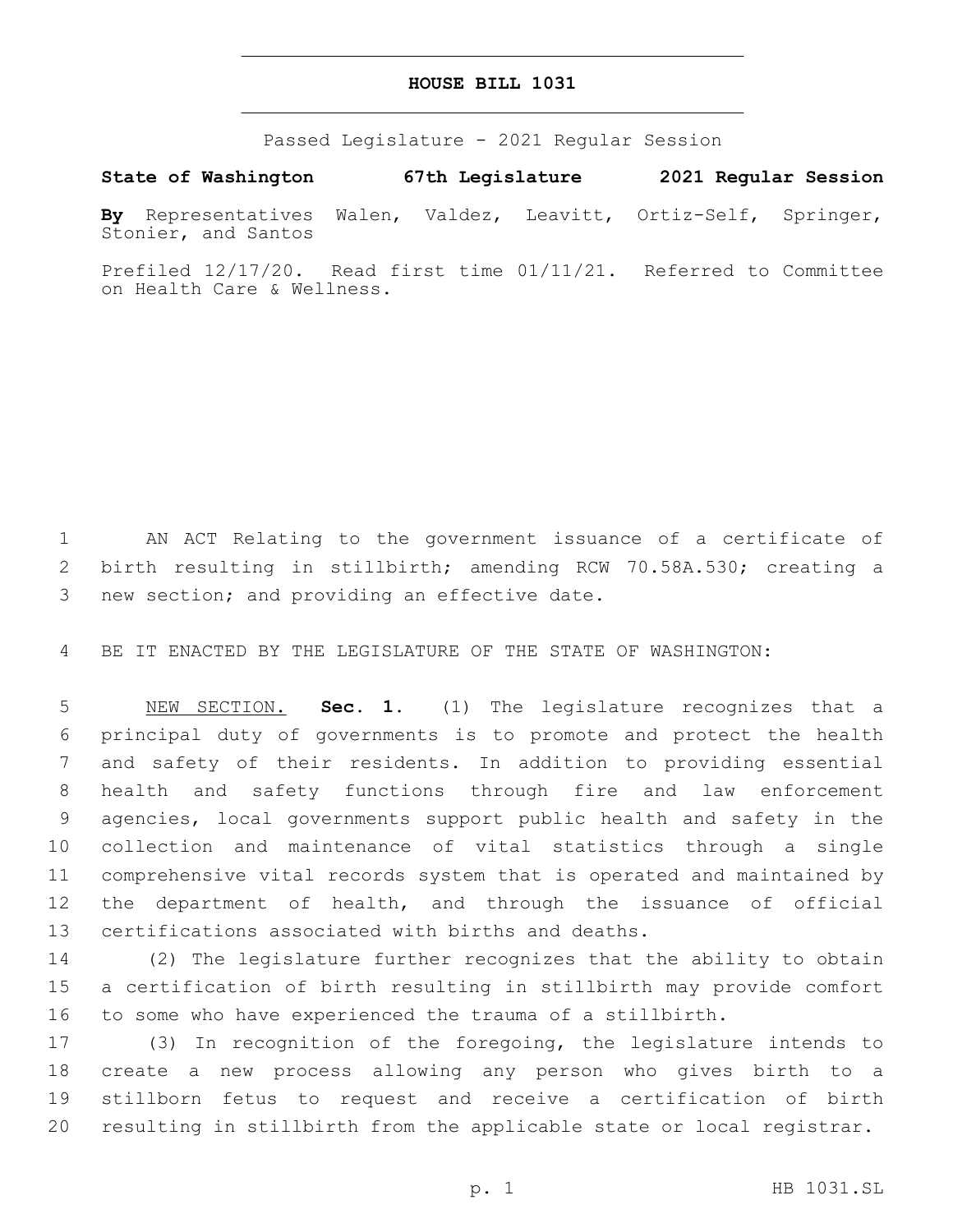# HOUSE BILL 1031

Passed Legislature - 2021 Regular Session

**State of Washington 67th Legislature 2021 Regular Session**

**By** Representatives Walen, Valdez, Leavitt, Ortiz-Self, Springer, Stonier, and Santos

Prefiled 12/17/20. Read first time 01/11/21. Referred to Committee on Health Care & Wellness.

AN ACT Relating to the government issuance of a certificate of birth resulting in stillbirth; amending RCW 70.58A.530; creating a new section; and providing an effective date.

BE IT ENACTED BY THE LEGISLATURE OF THE STATE OF WASHINGTON:

NEW SECTION. **Sec. 1.** (1) The legislature recognizes that a principal duty of governments is to promote and protect the health and safety of their residents. In addition to providing essential health and safety functions through fire and law enforcement agencies, local governments support public health and safety in the collection and maintenance of vital statistics through a single comprehensive vital records system that is operated and maintained by the department of health, and through the issuance of official certifications associated with births and deaths.

(2) The legislature further recognizes that the ability to obtain a certification of birth resulting in stillbirth may provide comfort to some who have experienced the trauma of a stillbirth.

(3) In recognition of the foregoing, the legislature intends to create a new process allowing any person who gives birth to a stillborn fetus to request and receive a certification of birth resulting in stillbirth from the applicable state or local registrar.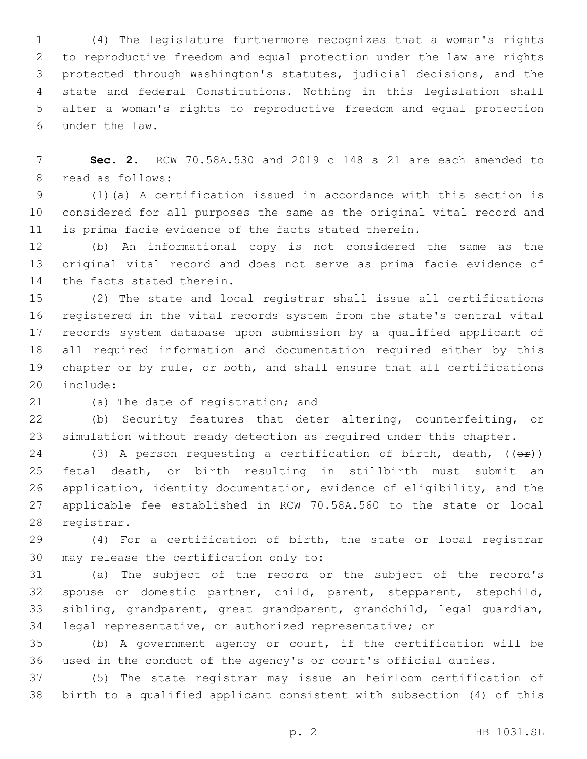(4) The legislature furthermore recognizes that a woman's rights to reproductive freedom and equal protection under the law are rights protected through Washington's statutes, judicial decisions, and the state and federal Constitutions. Nothing in this legislation shall alter a woman's rights to reproductive freedom and equal protection under the law.

**Sec. 2.** RCW 70.58A.530 and 2019 c 148 s 21 are each amended to read as follows:

(1)(a) A certification issued in accordance with this section is considered for all purposes the same as the original vital record and is prima facie evidence of the facts stated therein.

(b) An informational copy is not considered the same as the original vital record and does not serve as prima facie evidence of the facts stated therein.

(2) The state and local registrar shall issue all certifications registered in the vital records system from the state's central vital records system database upon submission by a qualified applicant of all required information and documentation required either by this chapter or by rule, or both, and shall ensure that all certifications include:

(a) The date of registration; and

(b) Security features that deter altering, counterfeiting, or simulation without ready detection as required under this chapter.

(3) A person requesting a certification of birth, death, ((~~or~~)) fetal death, or birth resulting in stillbirth must submit an application, identity documentation, evidence of eligibility, and the applicable fee established in RCW 70.58A.560 to the state or local registrar.

(4) For a certification of birth, the state or local registrar may release the certification only to:

(a) The subject of the record or the subject of the record's spouse or domestic partner, child, parent, stepparent, stepchild, sibling, grandparent, great grandparent, grandchild, legal guardian, legal representative, or authorized representative; or

(b) A government agency or court, if the certification will be used in the conduct of the agency's or court's official duties.

(5) The state registrar may issue an heirloom certification of birth to a qualified applicant consistent with subsection (4) of this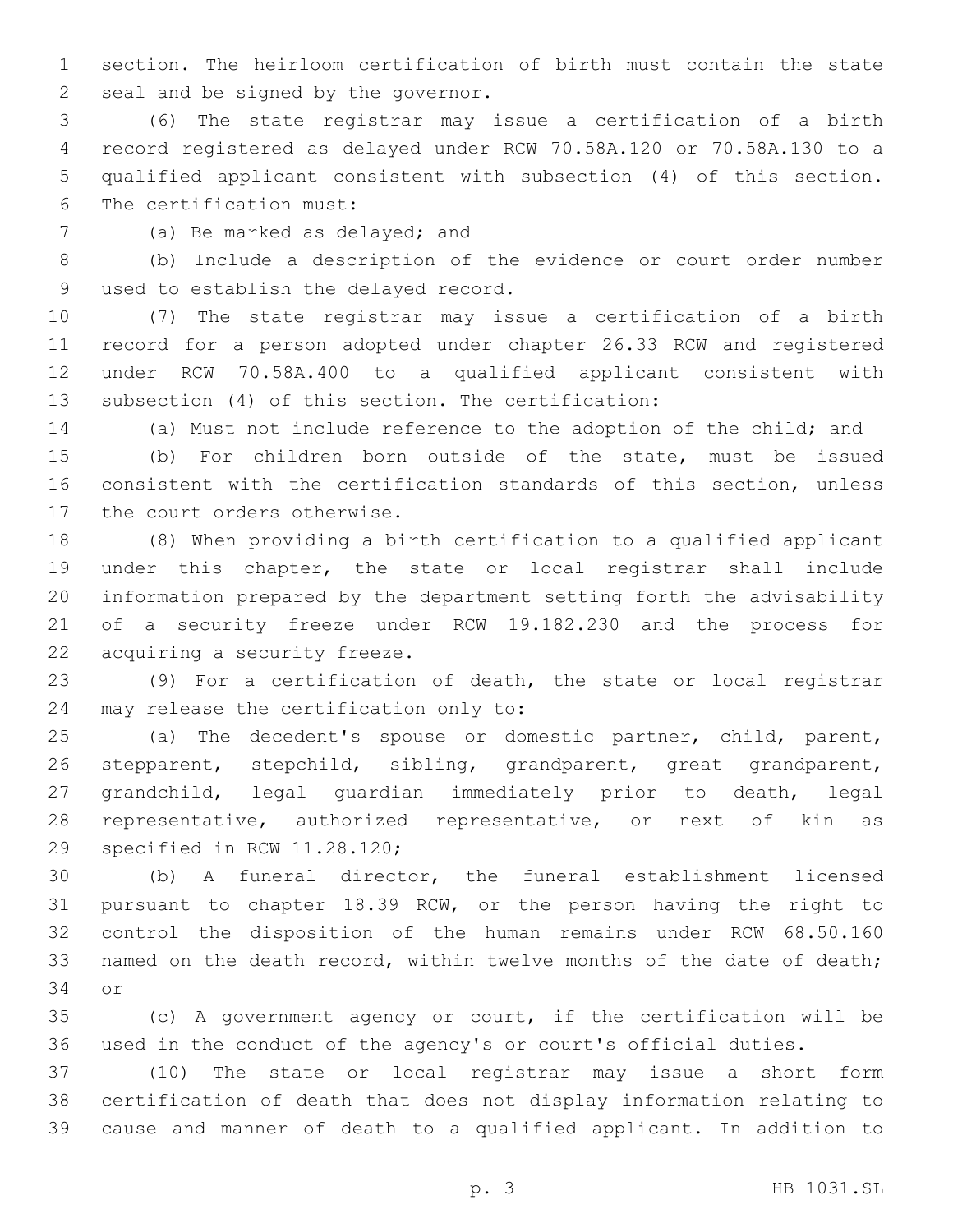section. The heirloom certification of birth must contain the state seal and be signed by the governor.

(6) The state registrar may issue a certification of a birth record registered as delayed under RCW 70.58A.120 or 70.58A.130 to a qualified applicant consistent with subsection (4) of this section. The certification must:

(a) Be marked as delayed; and

(b) Include a description of the evidence or court order number used to establish the delayed record.

(7) The state registrar may issue a certification of a birth record for a person adopted under chapter 26.33 RCW and registered under RCW 70.58A.400 to a qualified applicant consistent with subsection (4) of this section. The certification:

(a) Must not include reference to the adoption of the child; and

(b) For children born outside of the state, must be issued consistent with the certification standards of this section, unless the court orders otherwise.

(8) When providing a birth certification to a qualified applicant under this chapter, the state or local registrar shall include information prepared by the department setting forth the advisability of a security freeze under RCW 19.182.230 and the process for acquiring a security freeze.

(9) For a certification of death, the state or local registrar may release the certification only to:

(a) The decedent's spouse or domestic partner, child, parent, stepparent, stepchild, sibling, grandparent, great grandparent, grandchild, legal guardian immediately prior to death, legal representative, authorized representative, or next of kin as specified in RCW 11.28.120;

(b) A funeral director, the funeral establishment licensed pursuant to chapter 18.39 RCW, or the person having the right to control the disposition of the human remains under RCW 68.50.160 named on the death record, within twelve months of the date of death; or

(c) A government agency or court, if the certification will be used in the conduct of the agency's or court's official duties.

(10) The state or local registrar may issue a short form certification of death that does not display information relating to cause and manner of death to a qualified applicant. In addition to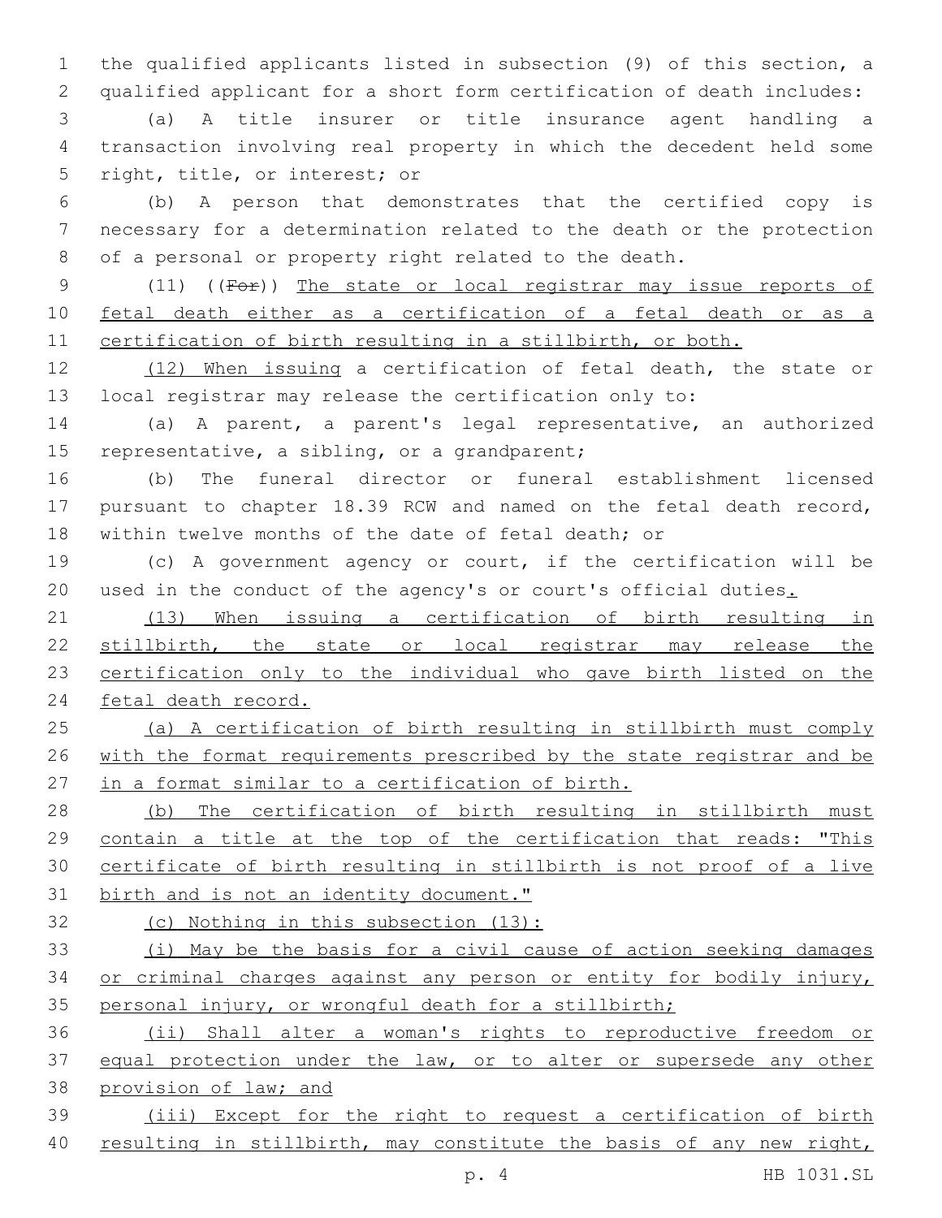the qualified applicants listed in subsection (9) of this section, a qualified applicant for a short form certification of death includes:

(a) A title insurer or title insurance agent handling a transaction involving real property in which the decedent held some right, title, or interest; or

(b) A person that demonstrates that the certified copy is necessary for a determination related to the death or the protection of a personal or property right related to the death.

(11) ((~~For~~)) <u>The state or local registrar may issue reports of fetal death either as a certification of a fetal death or as a certification of birth resulting in a stillbirth, or both.</u>

<u>(12) When issuing</u> a certification of fetal death, the state or local registrar may release the certification only to:

(a) A parent, a parent's legal representative, an authorized representative, a sibling, or a grandparent;

(b) The funeral director or funeral establishment licensed pursuant to chapter 18.39 RCW and named on the fetal death record, within twelve months of the date of fetal death; or

(c) A government agency or court, if the certification will be used in the conduct of the agency's or court's official duties<u>.</u>

<u>(13) When issuing a certification of birth resulting in stillbirth, the state or local registrar may release the certification only to the individual who gave birth listed on the fetal death record.</u>

<u>(a) A certification of birth resulting in stillbirth must comply with the format requirements prescribed by the state registrar and be in a format similar to a certification of birth.</u>

<u>(b) The certification of birth resulting in stillbirth must contain a title at the top of the certification that reads: "This certificate of birth resulting in stillbirth is not proof of a live birth and is not an identity document."</u>

<u>(c) Nothing in this subsection (13):</u>

<u>(i) May be the basis for a civil cause of action seeking damages or criminal charges against any person or entity for bodily injury, personal injury, or wrongful death for a stillbirth;</u>

<u>(ii) Shall alter a woman's rights to reproductive freedom or equal protection under the law, or to alter or supersede any other provision of law; and</u>

<u>(iii) Except for the right to request a certification of birth resulting in stillbirth, may constitute the basis of any new right,</u>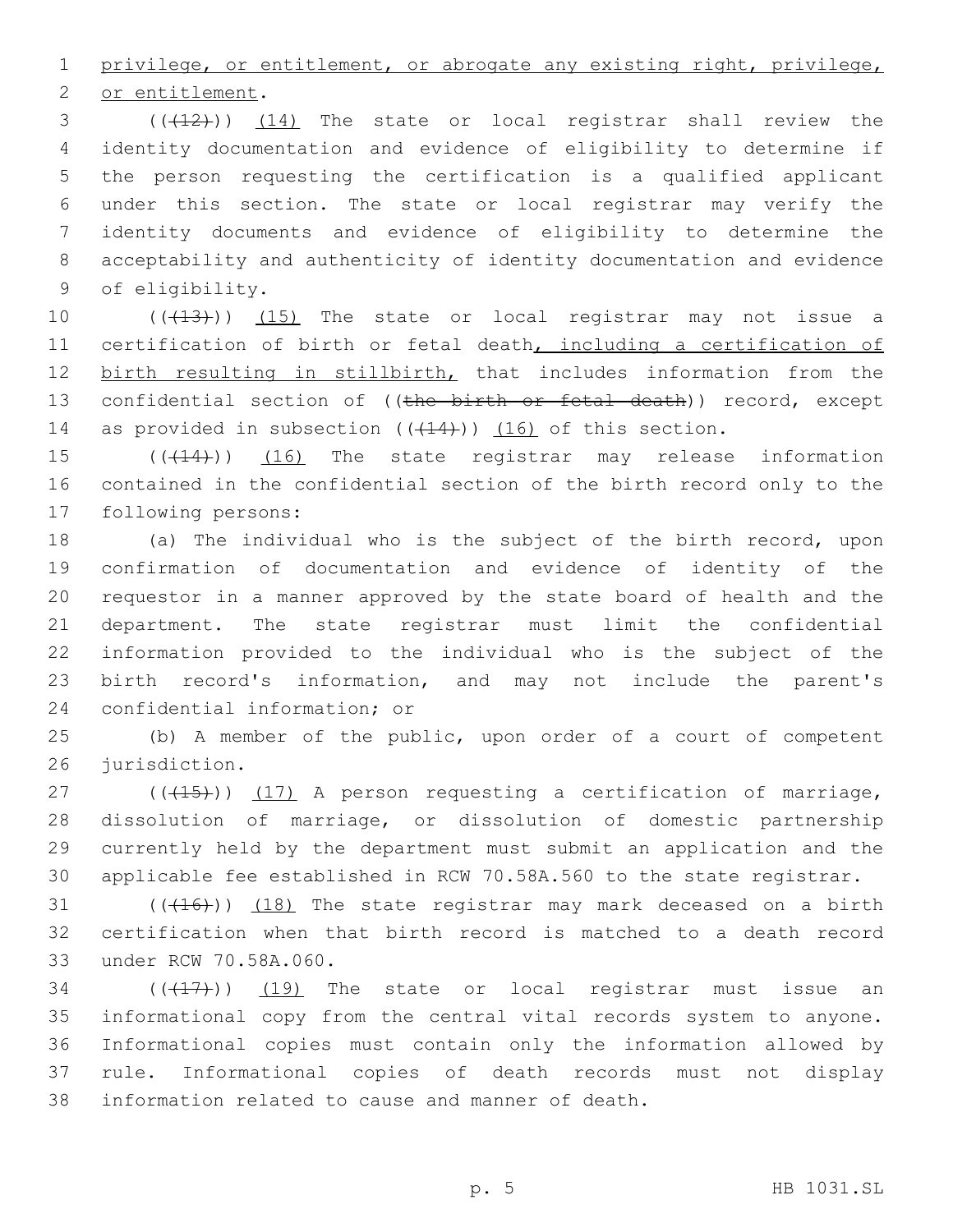privilege, or entitlement, or abrogate any existing right, privilege, or entitlement.

((~~(12)~~)) (14) The state or local registrar shall review the identity documentation and evidence of eligibility to determine if the person requesting the certification is a qualified applicant under this section. The state or local registrar may verify the identity documents and evidence of eligibility to determine the acceptability and authenticity of identity documentation and evidence of eligibility.

((~~(13)~~)) (15) The state or local registrar may not issue a certification of birth or fetal death, including a certification of birth resulting in stillbirth, that includes information from the confidential section of ((~~the birth or fetal death~~)) record, except as provided in subsection ((~~(14)~~)) (16) of this section.

((~~(14)~~)) (16) The state registrar may release information contained in the confidential section of the birth record only to the following persons:

(a) The individual who is the subject of the birth record, upon confirmation of documentation and evidence of identity of the requestor in a manner approved by the state board of health and the department. The state registrar must limit the confidential information provided to the individual who is the subject of the birth record's information, and may not include the parent's confidential information; or

(b) A member of the public, upon order of a court of competent jurisdiction.

((~~(15)~~)) (17) A person requesting a certification of marriage, dissolution of marriage, or dissolution of domestic partnership currently held by the department must submit an application and the applicable fee established in RCW 70.58A.560 to the state registrar.

((~~(16)~~)) (18) The state registrar may mark deceased on a birth certification when that birth record is matched to a death record under RCW 70.58A.060.

((~~(17)~~)) (19) The state or local registrar must issue an informational copy from the central vital records system to anyone. Informational copies must contain only the information allowed by rule. Informational copies of death records must not display information related to cause and manner of death.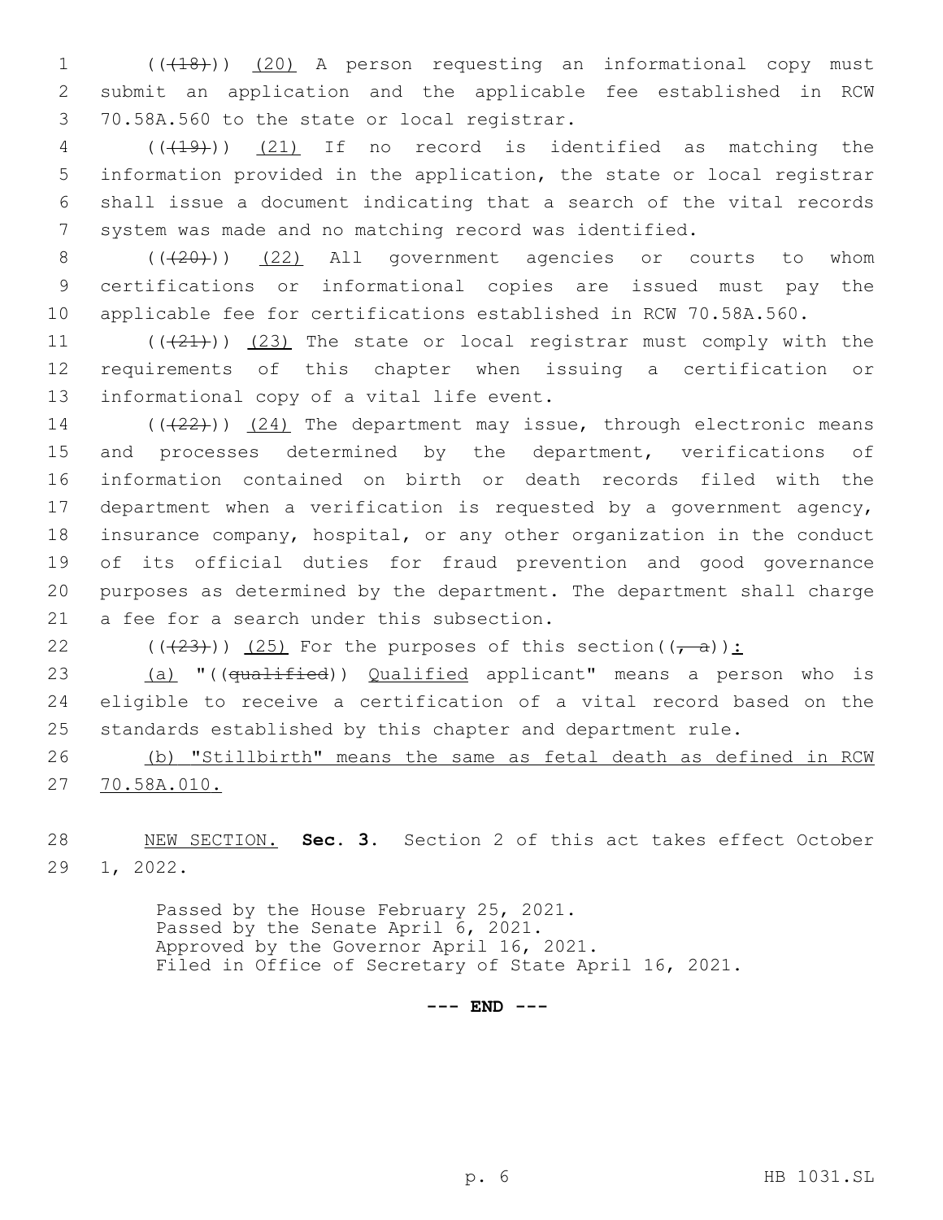((~~(18)~~)) (20) A person requesting an informational copy must submit an application and the applicable fee established in RCW 70.58A.560 to the state or local registrar.

((~~(19)~~)) (21) If no record is identified as matching the information provided in the application, the state or local registrar shall issue a document indicating that a search of the vital records system was made and no matching record was identified.

((~~(20)~~)) (22) All government agencies or courts to whom certifications or informational copies are issued must pay the applicable fee for certifications established in RCW 70.58A.560.

((~~(21)~~)) (23) The state or local registrar must comply with the requirements of this chapter when issuing a certification or informational copy of a vital life event.

((~~(22)~~)) (24) The department may issue, through electronic means and processes determined by the department, verifications of information contained on birth or death records filed with the department when a verification is requested by a government agency, insurance company, hospital, or any other organization in the conduct of its official duties for fraud prevention and good governance purposes as determined by the department. The department shall charge a fee for a search under this subsection.

((~~(23)~~)) (25) For the purposes of this section((~~, a~~)):

(a) "((~~qualified~~)) Qualified applicant" means a person who is eligible to receive a certification of a vital record based on the standards established by this chapter and department rule.

(b) "Stillbirth" means the same as fetal death as defined in RCW 70.58A.010.

NEW SECTION. **Sec. 3.** Section 2 of this act takes effect October 1, 2022.

Passed by the House February 25, 2021.
Passed by the Senate April 6, 2021.
Approved by the Governor April 16, 2021.
Filed in Office of Secretary of State April 16, 2021.

**--- END ---**